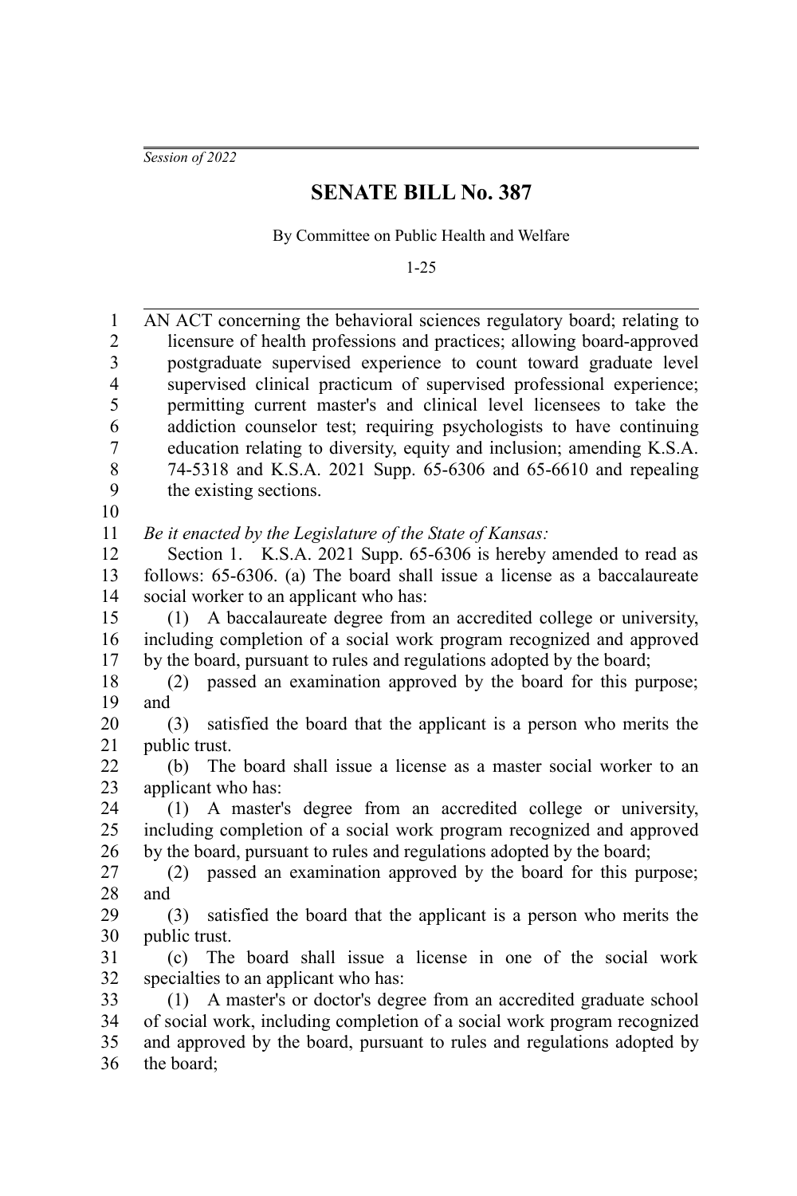*Session of 2022*

# SENATE BILL No. 387

By Committee on Public Health and Welfare

1-25

AN ACT concerning the behavioral sciences regulatory board; relating to licensure of health professions and practices; allowing board-approved postgraduate supervised experience to count toward graduate level supervised clinical practicum of supervised professional experience; permitting current master's and clinical level licensees to take the addiction counselor test; requiring psychologists to have continuing education relating to diversity, equity and inclusion; amending K.S.A. 74-5318 and K.S.A. 2021 Supp. 65-6306 and 65-6610 and repealing the existing sections.

*Be it enacted by the Legislature of the State of Kansas:*

Section 1. K.S.A. 2021 Supp. 65-6306 is hereby amended to read as follows: 65-6306. (a) The board shall issue a license as a baccalaureate social worker to an applicant who has:

(1) A baccalaureate degree from an accredited college or university, including completion of a social work program recognized and approved by the board, pursuant to rules and regulations adopted by the board;

(2) passed an examination approved by the board for this purpose; and

(3) satisfied the board that the applicant is a person who merits the public trust.

(b) The board shall issue a license as a master social worker to an applicant who has:

(1) A master's degree from an accredited college or university, including completion of a social work program recognized and approved by the board, pursuant to rules and regulations adopted by the board;

(2) passed an examination approved by the board for this purpose; and

(3) satisfied the board that the applicant is a person who merits the public trust.

(c) The board shall issue a license in one of the social work specialties to an applicant who has:

(1) A master's or doctor's degree from an accredited graduate school of social work, including completion of a social work program recognized and approved by the board, pursuant to rules and regulations adopted by the board;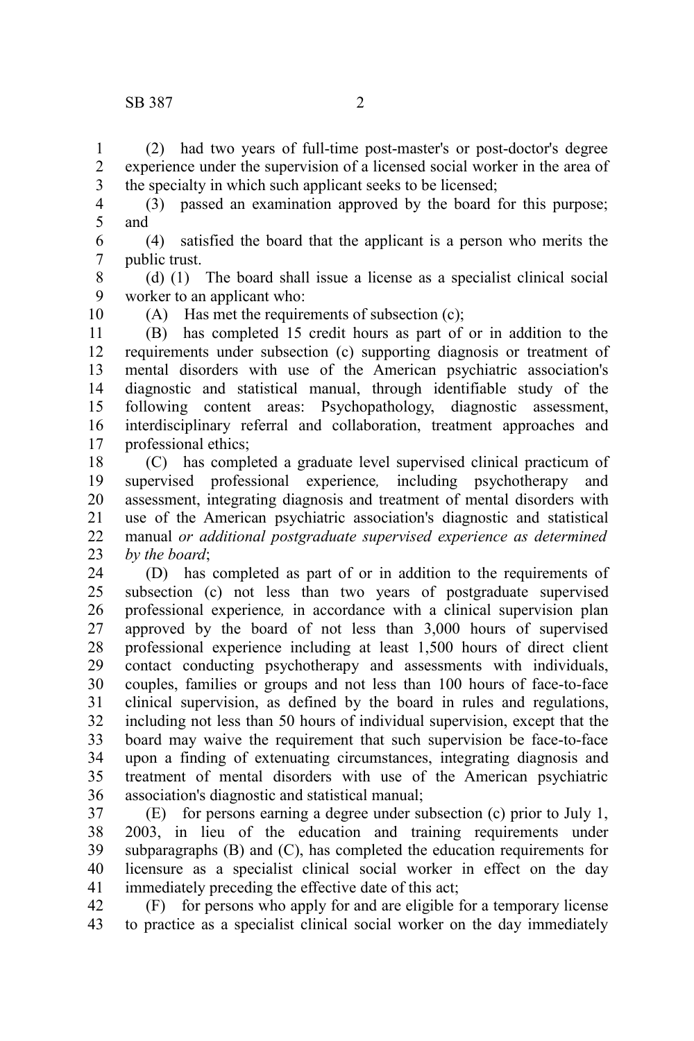(2) had two years of full-time post-master's or post-doctor's degree experience under the supervision of a licensed social worker in the area of the specialty in which such applicant seeks to be licensed;

(3) passed an examination approved by the board for this purpose; and

(4) satisfied the board that the applicant is a person who merits the public trust.

(d) (1) The board shall issue a license as a specialist clinical social worker to an applicant who:

(A) Has met the requirements of subsection (c);

(B) has completed 15 credit hours as part of or in addition to the requirements under subsection (c) supporting diagnosis or treatment of mental disorders with use of the American psychiatric association's diagnostic and statistical manual, through identifiable study of the following content areas: Psychopathology, diagnostic assessment, interdisciplinary referral and collaboration, treatment approaches and professional ethics;

(C) has completed a graduate level supervised clinical practicum of supervised professional experience*,* including psychotherapy and assessment, integrating diagnosis and treatment of mental disorders with use of the American psychiatric association's diagnostic and statistical manual *or additional postgraduate supervised experience as determined by the board*;

(D) has completed as part of or in addition to the requirements of subsection (c) not less than two years of postgraduate supervised professional experience*,* in accordance with a clinical supervision plan approved by the board of not less than 3,000 hours of supervised professional experience including at least 1,500 hours of direct client contact conducting psychotherapy and assessments with individuals, couples, families or groups and not less than 100 hours of face-to-face clinical supervision, as defined by the board in rules and regulations, including not less than 50 hours of individual supervision, except that the board may waive the requirement that such supervision be face-to-face upon a finding of extenuating circumstances, integrating diagnosis and treatment of mental disorders with use of the American psychiatric association's diagnostic and statistical manual;

(E) for persons earning a degree under subsection (c) prior to July 1, 2003, in lieu of the education and training requirements under subparagraphs (B) and (C), has completed the education requirements for licensure as a specialist clinical social worker in effect on the day immediately preceding the effective date of this act;

(F) for persons who apply for and are eligible for a temporary license to practice as a specialist clinical social worker on the day immediately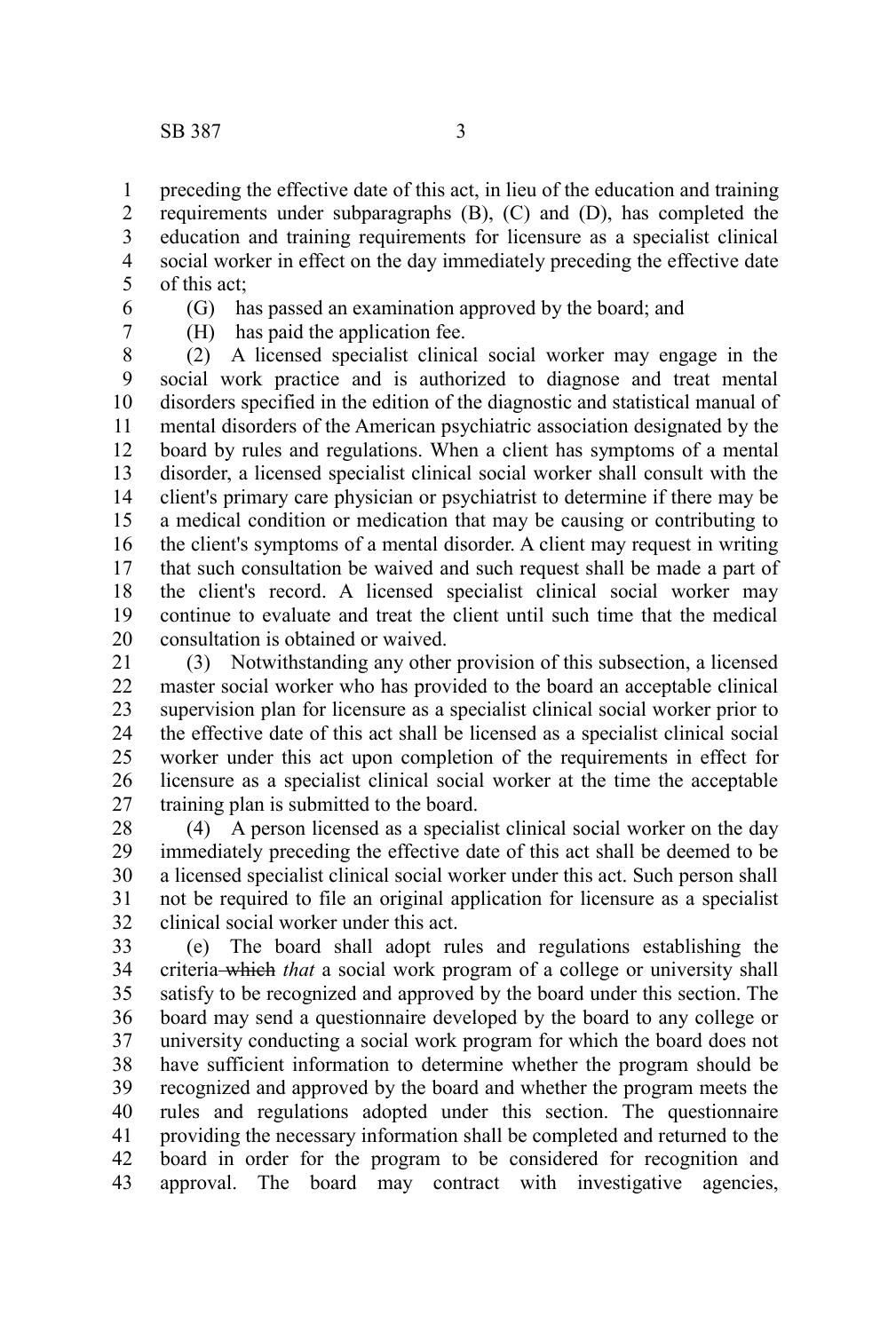preceding the effective date of this act, in lieu of the education and training requirements under subparagraphs (B), (C) and (D), has completed the education and training requirements for licensure as a specialist clinical social worker in effect on the day immediately preceding the effective date of this act;

(G) has passed an examination approved by the board; and

(H) has paid the application fee.

(2) A licensed specialist clinical social worker may engage in the social work practice and is authorized to diagnose and treat mental disorders specified in the edition of the diagnostic and statistical manual of mental disorders of the American psychiatric association designated by the board by rules and regulations. When a client has symptoms of a mental disorder, a licensed specialist clinical social worker shall consult with the client's primary care physician or psychiatrist to determine if there may be a medical condition or medication that may be causing or contributing to the client's symptoms of a mental disorder. A client may request in writing that such consultation be waived and such request shall be made a part of the client's record. A licensed specialist clinical social worker may continue to evaluate and treat the client until such time that the medical consultation is obtained or waived.

(3) Notwithstanding any other provision of this subsection, a licensed master social worker who has provided to the board an acceptable clinical supervision plan for licensure as a specialist clinical social worker prior to the effective date of this act shall be licensed as a specialist clinical social worker under this act upon completion of the requirements in effect for licensure as a specialist clinical social worker at the time the acceptable training plan is submitted to the board.

(4) A person licensed as a specialist clinical social worker on the day immediately preceding the effective date of this act shall be deemed to be a licensed specialist clinical social worker under this act. Such person shall not be required to file an original application for licensure as a specialist clinical social worker under this act.

(e) The board shall adopt rules and regulations establishing the criteria ~~which~~ *that* a social work program of a college or university shall satisfy to be recognized and approved by the board under this section. The board may send a questionnaire developed by the board to any college or university conducting a social work program for which the board does not have sufficient information to determine whether the program should be recognized and approved by the board and whether the program meets the rules and regulations adopted under this section. The questionnaire providing the necessary information shall be completed and returned to the board in order for the program to be considered for recognition and approval. The board may contract with investigative agencies,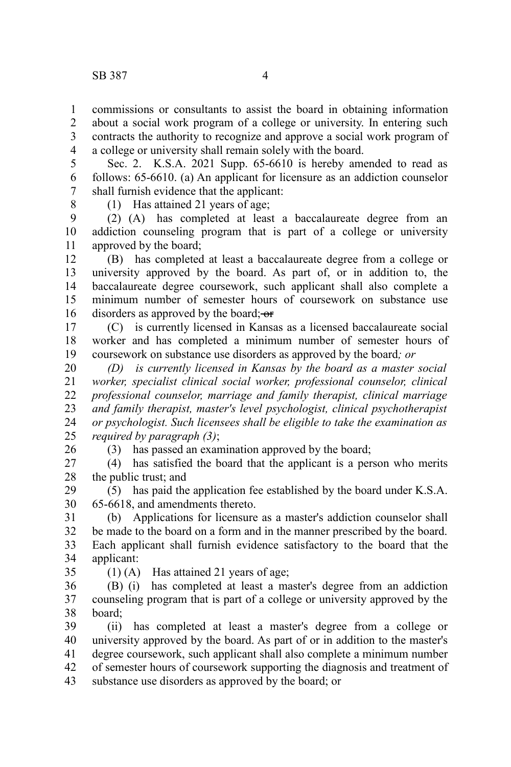commissions or consultants to assist the board in obtaining information about a social work program of a college or university. In entering such contracts the authority to recognize and approve a social work program of a college or university shall remain solely with the board.

Sec. 2. K.S.A. 2021 Supp. 65-6610 is hereby amended to read as follows: 65-6610. (a) An applicant for licensure as an addiction counselor shall furnish evidence that the applicant:

(1) Has attained 21 years of age;

(2) (A) has completed at least a baccalaureate degree from an addiction counseling program that is part of a college or university approved by the board;

(B) has completed at least a baccalaureate degree from a college or university approved by the board. As part of, or in addition to, the baccalaureate degree coursework, such applicant shall also complete a minimum number of semester hours of coursework on substance use disorders as approved by the board; ~~or~~

(C) is currently licensed in Kansas as a licensed baccalaureate social worker and has completed a minimum number of semester hours of coursework on substance use disorders as approved by the board*; or*

*(D) is currently licensed in Kansas by the board as a master social worker, specialist clinical social worker, professional counselor, clinical professional counselor, marriage and family therapist, clinical marriage and family therapist, master's level psychologist, clinical psychotherapist or psychologist. Such licensees shall be eligible to take the examination as required by paragraph (3)*;

(3) has passed an examination approved by the board;

(4) has satisfied the board that the applicant is a person who merits the public trust; and

(5) has paid the application fee established by the board under K.S.A. 65-6618, and amendments thereto.

(b) Applications for licensure as a master's addiction counselor shall be made to the board on a form and in the manner prescribed by the board. Each applicant shall furnish evidence satisfactory to the board that the applicant:

(1) (A) Has attained 21 years of age;

(B) (i) has completed at least a master's degree from an addiction counseling program that is part of a college or university approved by the board;

(ii) has completed at least a master's degree from a college or university approved by the board. As part of or in addition to the master's degree coursework, such applicant shall also complete a minimum number of semester hours of coursework supporting the diagnosis and treatment of substance use disorders as approved by the board; or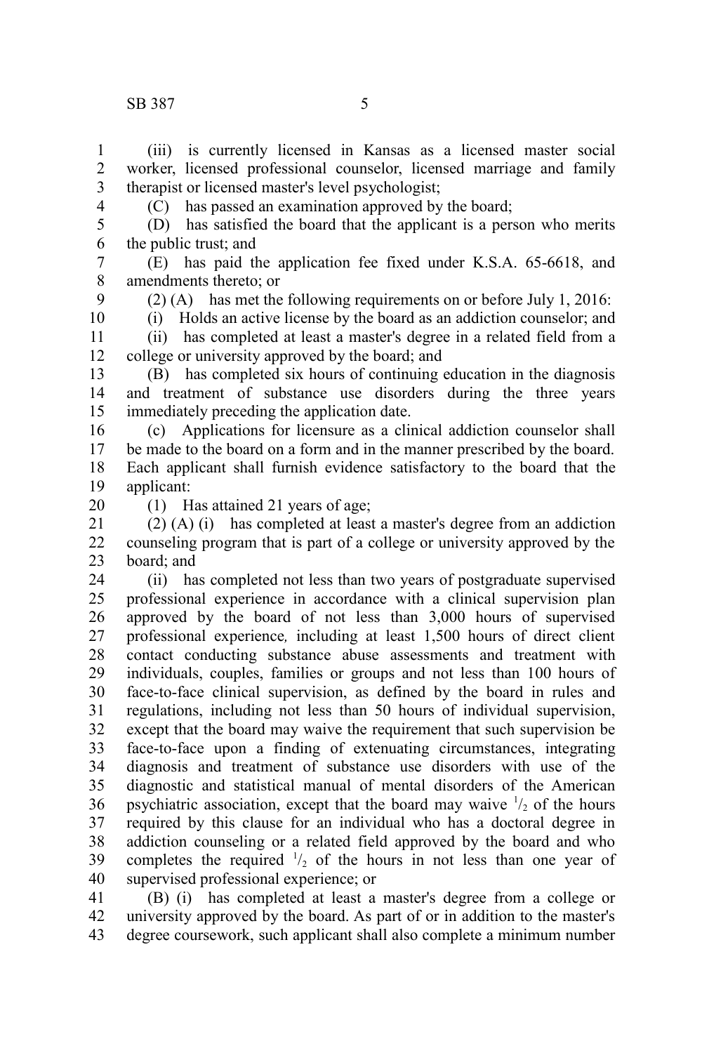(iii) is currently licensed in Kansas as a licensed master social worker, licensed professional counselor, licensed marriage and family therapist or licensed master's level psychologist;

(C) has passed an examination approved by the board;

(D) has satisfied the board that the applicant is a person who merits the public trust; and

(E) has paid the application fee fixed under K.S.A. 65-6618, and amendments thereto; or

(2) (A) has met the following requirements on or before July 1, 2016:

(i) Holds an active license by the board as an addiction counselor; and

(ii) has completed at least a master's degree in a related field from a college or university approved by the board; and

(B) has completed six hours of continuing education in the diagnosis and treatment of substance use disorders during the three years immediately preceding the application date.

(c) Applications for licensure as a clinical addiction counselor shall be made to the board on a form and in the manner prescribed by the board. Each applicant shall furnish evidence satisfactory to the board that the applicant:

(1) Has attained 21 years of age;

(2) (A) (i) has completed at least a master's degree from an addiction counseling program that is part of a college or university approved by the board; and

(ii) has completed not less than two years of postgraduate supervised professional experience in accordance with a clinical supervision plan approved by the board of not less than 3,000 hours of supervised professional experience*,* including at least 1,500 hours of direct client contact conducting substance abuse assessments and treatment with individuals, couples, families or groups and not less than 100 hours of face-to-face clinical supervision, as defined by the board in rules and regulations, including not less than 50 hours of individual supervision, except that the board may waive the requirement that such supervision be face-to-face upon a finding of extenuating circumstances, integrating diagnosis and treatment of substance use disorders with use of the diagnostic and statistical manual of mental disorders of the American psychiatric association, except that the board may waive $^1/_2$ of the hours required by this clause for an individual who has a doctoral degree in addiction counseling or a related field approved by the board and who completes the required $^1/_2$ of the hours in not less than one year of supervised professional experience; or

(B) (i) has completed at least a master's degree from a college or university approved by the board. As part of or in addition to the master's degree coursework, such applicant shall also complete a minimum number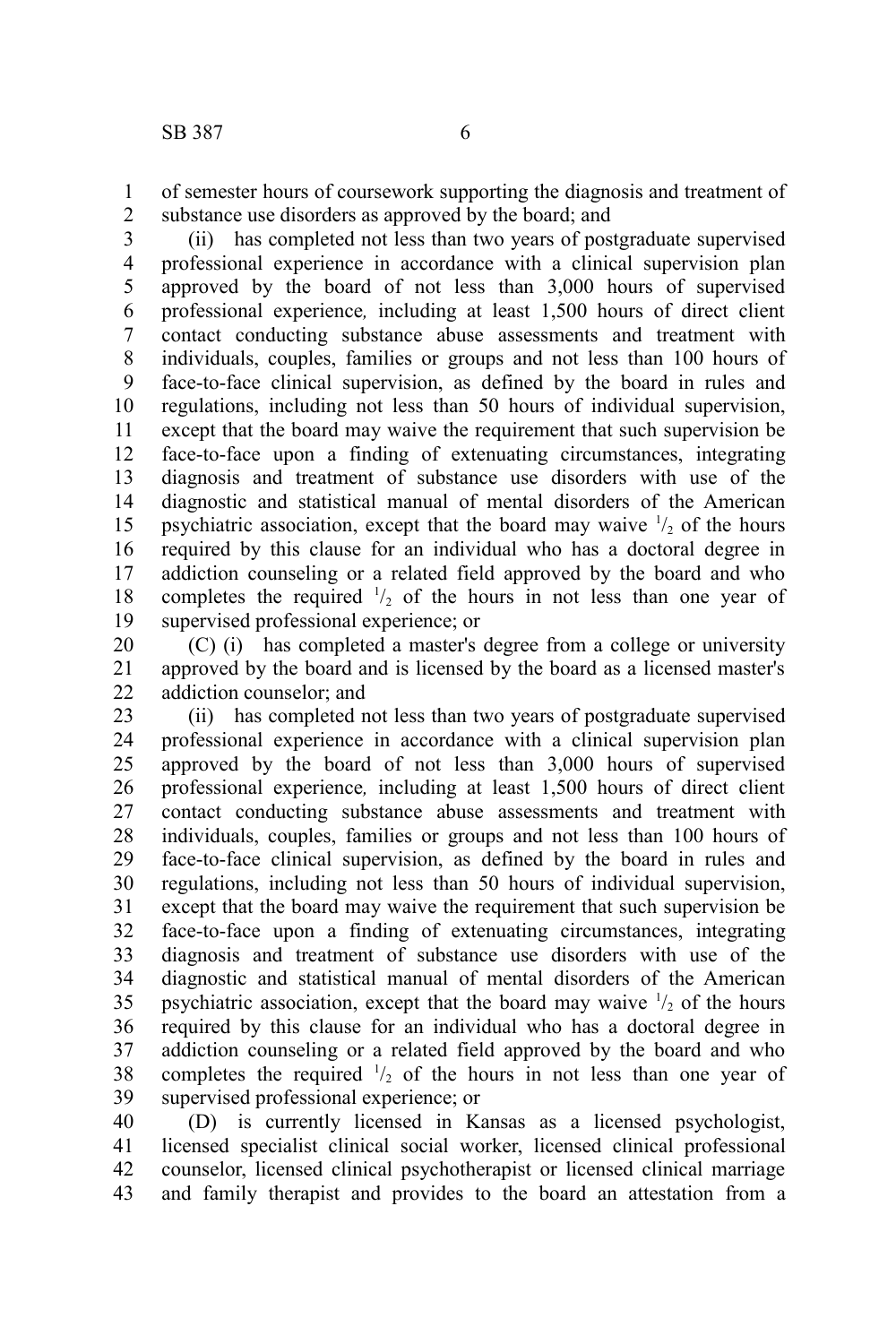of semester hours of coursework supporting the diagnosis and treatment of substance use disorders as approved by the board; and

(ii) has completed not less than two years of postgraduate supervised professional experience in accordance with a clinical supervision plan approved by the board of not less than 3,000 hours of supervised professional experience*,* including at least 1,500 hours of direct client contact conducting substance abuse assessments and treatment with individuals, couples, families or groups and not less than 100 hours of face-to-face clinical supervision, as defined by the board in rules and regulations, including not less than 50 hours of individual supervision, except that the board may waive the requirement that such supervision be face-to-face upon a finding of extenuating circumstances, integrating diagnosis and treatment of substance use disorders with use of the diagnostic and statistical manual of mental disorders of the American psychiatric association, except that the board may waive $^{1}/_{2}$ of the hours required by this clause for an individual who has a doctoral degree in addiction counseling or a related field approved by the board and who completes the required $^{1}/_{2}$ of the hours in not less than one year of supervised professional experience; or

(C) (i) has completed a master's degree from a college or university approved by the board and is licensed by the board as a licensed master's addiction counselor; and

(ii) has completed not less than two years of postgraduate supervised professional experience in accordance with a clinical supervision plan approved by the board of not less than 3,000 hours of supervised professional experience*,* including at least 1,500 hours of direct client contact conducting substance abuse assessments and treatment with individuals, couples, families or groups and not less than 100 hours of face-to-face clinical supervision, as defined by the board in rules and regulations, including not less than 50 hours of individual supervision, except that the board may waive the requirement that such supervision be face-to-face upon a finding of extenuating circumstances, integrating diagnosis and treatment of substance use disorders with use of the diagnostic and statistical manual of mental disorders of the American psychiatric association, except that the board may waive $^{1}/_{2}$ of the hours required by this clause for an individual who has a doctoral degree in addiction counseling or a related field approved by the board and who completes the required $^{1}/_{2}$ of the hours in not less than one year of supervised professional experience; or

(D) is currently licensed in Kansas as a licensed psychologist, licensed specialist clinical social worker, licensed clinical professional counselor, licensed clinical psychotherapist or licensed clinical marriage and family therapist and provides to the board an attestation from a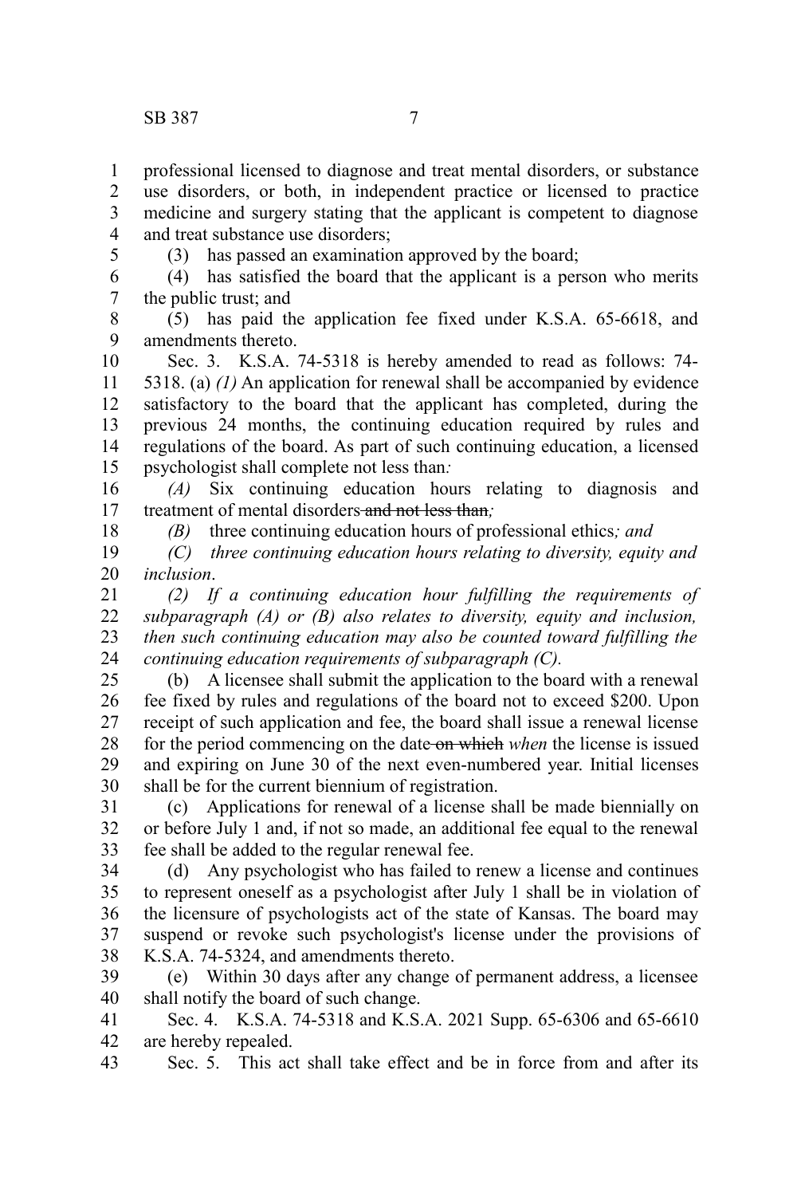professional licensed to diagnose and treat mental disorders, or substance use disorders, or both, in independent practice or licensed to practice medicine and surgery stating that the applicant is competent to diagnose and treat substance use disorders;

(3) has passed an examination approved by the board;

(4) has satisfied the board that the applicant is a person who merits the public trust; and

(5) has paid the application fee fixed under K.S.A. 65-6618, and amendments thereto.

Sec. 3. K.S.A. 74-5318 is hereby amended to read as follows: 74-5318. (a) *(1)* An application for renewal shall be accompanied by evidence satisfactory to the board that the applicant has completed, during the previous 24 months, the continuing education required by rules and regulations of the board. As part of such continuing education, a licensed psychologist shall complete not less than*:*

*(A)* Six continuing education hours relating to diagnosis and treatment of mental disorders ~~and not less than~~*;*

*(B)* three continuing education hours of professional ethics*; and*

*(C) three continuing education hours relating to diversity, equity and inclusion*.

*(2) If a continuing education hour fulfilling the requirements of subparagraph (A) or (B) also relates to diversity, equity and inclusion, then such continuing education may also be counted toward fulfilling the continuing education requirements of subparagraph (C).*

(b) A licensee shall submit the application to the board with a renewal fee fixed by rules and regulations of the board not to exceed $200. Upon receipt of such application and fee, the board shall issue a renewal license for the period commencing on the date ~~on which~~ *when* the license is issued and expiring on June 30 of the next even-numbered year. Initial licenses shall be for the current biennium of registration.

(c) Applications for renewal of a license shall be made biennially on or before July 1 and, if not so made, an additional fee equal to the renewal fee shall be added to the regular renewal fee.

(d) Any psychologist who has failed to renew a license and continues to represent oneself as a psychologist after July 1 shall be in violation of the licensure of psychologists act of the state of Kansas. The board may suspend or revoke such psychologist's license under the provisions of K.S.A. 74-5324, and amendments thereto.

(e) Within 30 days after any change of permanent address, a licensee shall notify the board of such change.

Sec. 4. K.S.A. 74-5318 and K.S.A. 2021 Supp. 65-6306 and 65-6610 are hereby repealed.

Sec. 5. This act shall take effect and be in force from and after its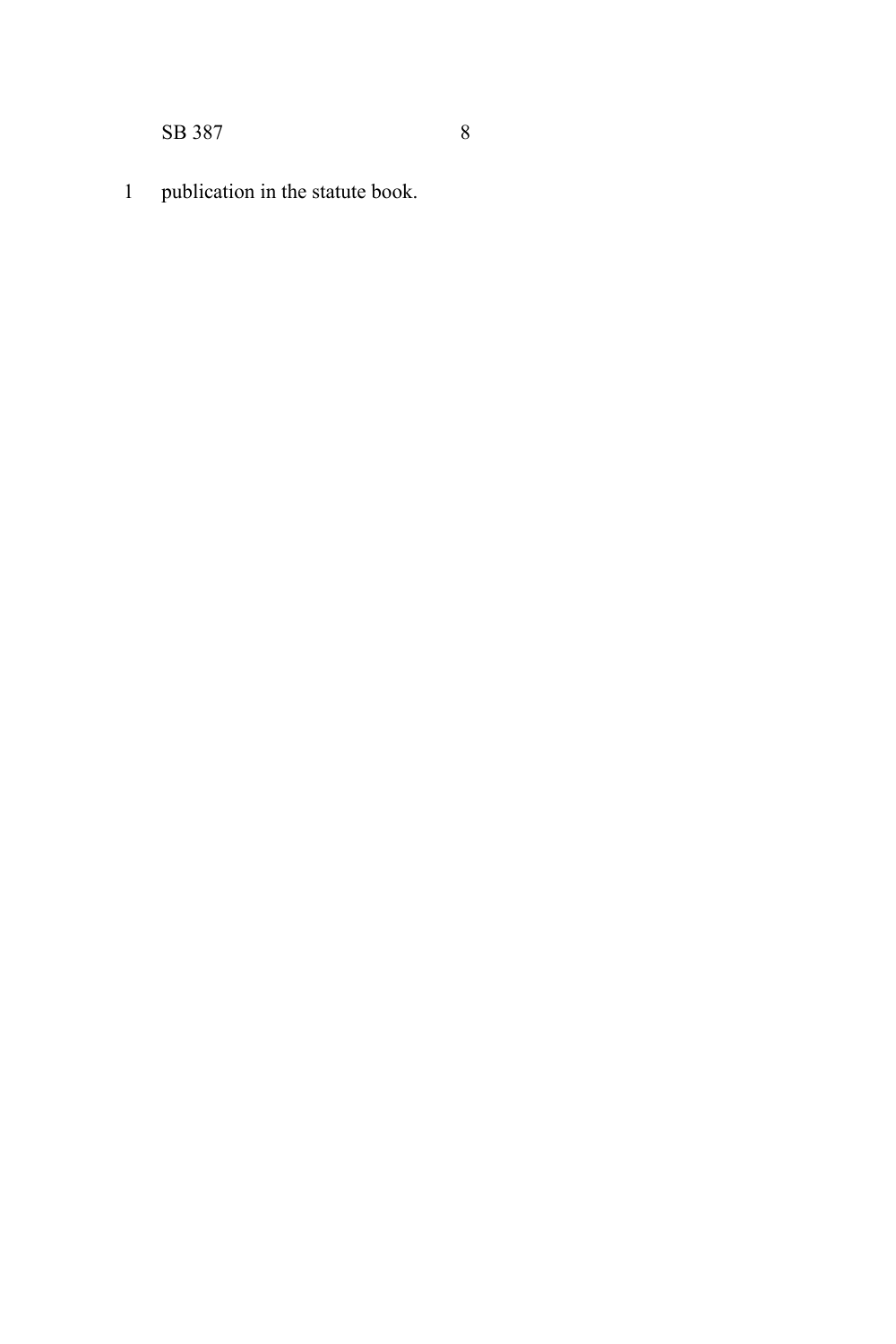publication in the statute book.